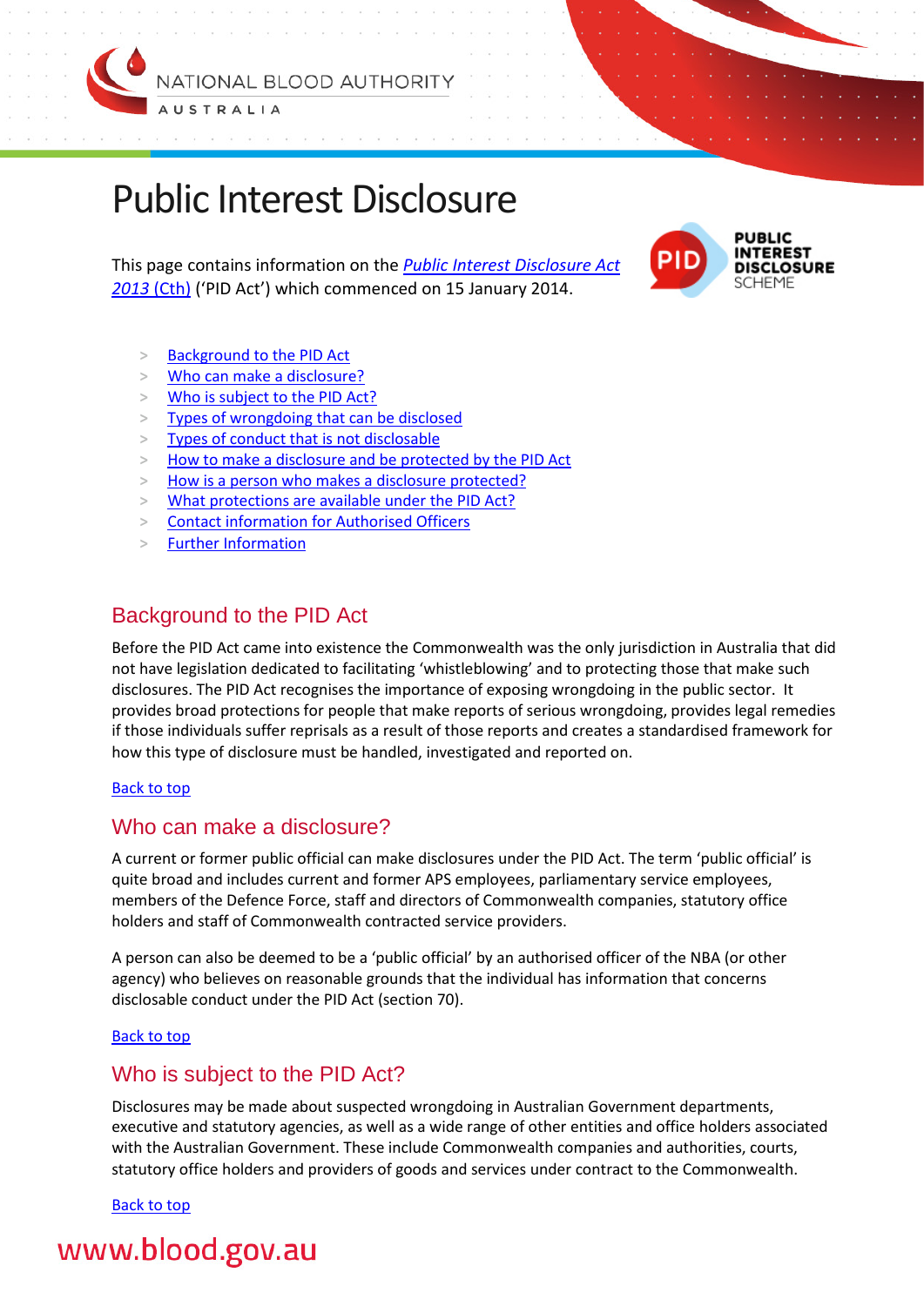# Public Interest Disclosure

This page contains information on the *Public Interest Disclosure Act 2013* (Cth) ('PID Act') which commenced on 15 January 2014.

- Background to the PID Act
- Who can make a disclosure?
- Who is subject to the PID Act?
- Types of wrongdoing that can be disclosed
- Types of conduct that is not disclosable
- How to make a disclosure and be protected by the PID Act
- How is a person who makes a disclosure protected?
- What protections are available under the PID Act?
- Contact information for Authorised Officers
- Further Information

## Background to the PID Act

Before the PID Act came into existence the Commonwealth was the only jurisdiction in Australia that did not have legislation dedicated to facilitating 'whistleblowing' and to protecting those that make such disclosures. The PID Act recognises the importance of exposing wrongdoing in the public sector. It provides broad protections for people that make reports of serious wrongdoing, provides legal remedies if those individuals suffer reprisals as a result of those reports and creates a standardised framework for how this type of disclosure must be handled, investigated and reported on.

Back to top

## Who can make a disclosure?

A current or former public official can make disclosures under the PID Act. The term 'public official' is quite broad and includes current and former APS employees, parliamentary service employees, members of the Defence Force, staff and directors of Commonwealth companies, statutory office holders and staff of Commonwealth contracted service providers.

A person can also be deemed to be a 'public official' by an authorised officer of the NBA (or other agency) who believes on reasonable grounds that the individual has information that concerns disclosable conduct under the PID Act (section 70).

Back to top

## Who is subject to the PID Act?

Disclosures may be made about suspected wrongdoing in Australian Government departments, executive and statutory agencies, as well as a wide range of other entities and office holders associated with the Australian Government. These include Commonwealth companies and authorities, courts, statutory office holders and providers of goods and services under contract to the Commonwealth.

Back to top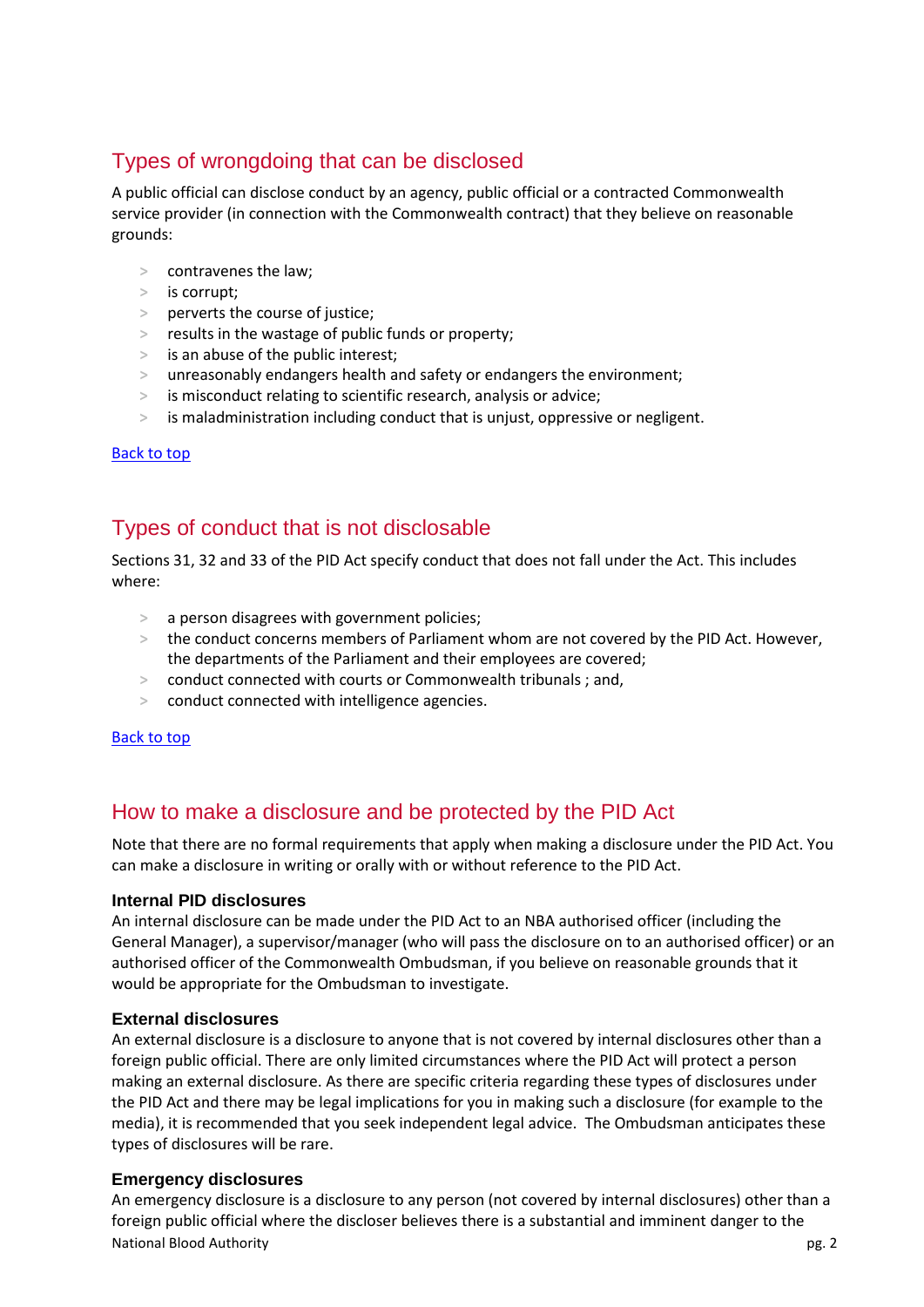## Types of wrongdoing that can be disclosed

A public official can disclose conduct by an agency, public official or a contracted Commonwealth service provider (in connection with the Commonwealth contract) that they believe on reasonable grounds:

- contravenes the law;
- is corrupt;
- perverts the course of justice;
- results in the wastage of public funds or property;
- is an abuse of the public interest;
- unreasonably endangers health and safety or endangers the environment;
- is misconduct relating to scientific research, analysis or advice;
- is maladministration including conduct that is unjust, oppressive or negligent.

Back to top

## Types of conduct that is not disclosable

Sections 31, 32 and 33 of the PID Act specify conduct that does not fall under the Act. This includes where:

- a person disagrees with government policies;
- the conduct concerns members of Parliament whom are not covered by the PID Act. However, the departments of the Parliament and their employees are covered;
- conduct connected with courts or Commonwealth tribunals ; and,
- conduct connected with intelligence agencies.

Back to top

## How to make a disclosure and be protected by the PID Act

Note that there are no formal requirements that apply when making a disclosure under the PID Act. You can make a disclosure in writing or orally with or without reference to the PID Act.

### Internal PID disclosures

An internal disclosure can be made under the PID Act to an NBA authorised officer (including the General Manager), a supervisor/manager (who will pass the disclosure on to an authorised officer) or an authorised officer of the Commonwealth Ombudsman, if you believe on reasonable grounds that it would be appropriate for the Ombudsman to investigate.

### External disclosures

An external disclosure is a disclosure to anyone that is not covered by internal disclosures other than a foreign public official. There are only limited circumstances where the PID Act will protect a person making an external disclosure. As there are specific criteria regarding these types of disclosures under the PID Act and there may be legal implications for you in making such a disclosure (for example to the media), it is recommended that you seek independent legal advice. The Ombudsman anticipates these types of disclosures will be rare.

### Emergency disclosures

An emergency disclosure is a disclosure to any person (not covered by internal disclosures) other than a foreign public official where the discloser believes there is a substantial and imminent danger to the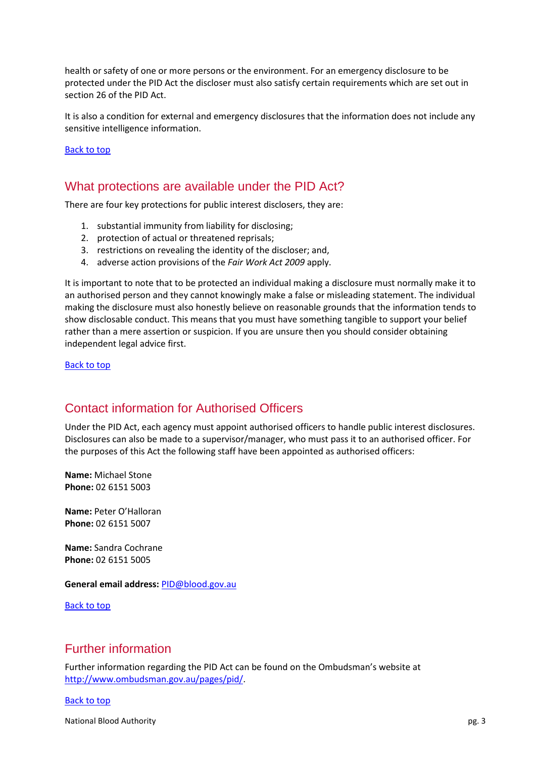health or safety of one or more persons or the environment. For an emergency disclosure to be protected under the PID Act the discloser must also satisfy certain requirements which are set out in section 26 of the PID Act.

It is also a condition for external and emergency disclosures that the information does not include any sensitive intelligence information.

Back to top

## What protections are available under the PID Act?

There are four key protections for public interest disclosers, they are:

1. substantial immunity from liability for disclosing;
2. protection of actual or threatened reprisals;
3. restrictions on revealing the identity of the discloser; and,
4. adverse action provisions of the *Fair Work Act 2009* apply.

It is important to note that to be protected an individual making a disclosure must normally make it to an authorised person and they cannot knowingly make a false or misleading statement. The individual making the disclosure must also honestly believe on reasonable grounds that the information tends to show disclosable conduct. This means that you must have something tangible to support your belief rather than a mere assertion or suspicion. If you are unsure then you should consider obtaining independent legal advice first.

Back to top

## Contact information for Authorised Officers

Under the PID Act, each agency must appoint authorised officers to handle public interest disclosures. Disclosures can also be made to a supervisor/manager, who must pass it to an authorised officer. For the purposes of this Act the following staff have been appointed as authorised officers:

**Name:** Michael Stone
**Phone:** 02 6151 5003

**Name:** Peter O'Halloran
**Phone:** 02 6151 5007

**Name:** Sandra Cochrane
**Phone:** 02 6151 5005

**General email address:** PID@blood.gov.au

Back to top

## Further information

Further information regarding the PID Act can be found on the Ombudsman's website at http://www.ombudsman.gov.au/pages/pid/.

Back to top